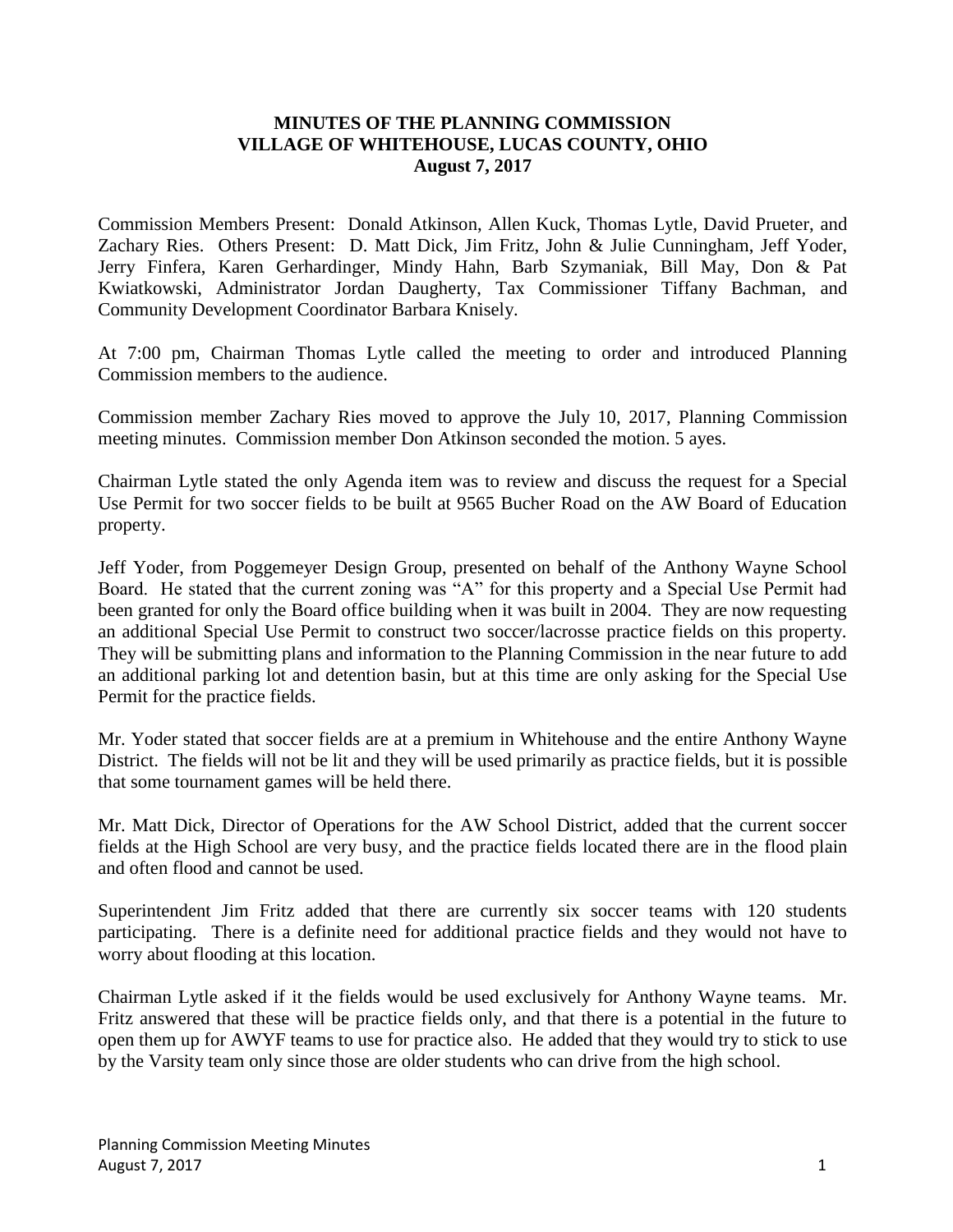**MINUTES OF THE PLANNING COMMISSION**
**VILLAGE OF WHITEHOUSE, LUCAS COUNTY, OHIO**
**August 7, 2017**

Commission Members Present: Donald Atkinson, Allen Kuck, Thomas Lytle, David Prueter, and Zachary Ries. Others Present: D. Matt Dick, Jim Fritz, John & Julie Cunningham, Jeff Yoder, Jerry Finfera, Karen Gerhardinger, Mindy Hahn, Barb Szymaniak, Bill May, Don & Pat Kwiatkowski, Administrator Jordan Daugherty, Tax Commissioner Tiffany Bachman, and Community Development Coordinator Barbara Knisely.

At 7:00 pm, Chairman Thomas Lytle called the meeting to order and introduced Planning Commission members to the audience.

Commission member Zachary Ries moved to approve the July 10, 2017, Planning Commission meeting minutes. Commission member Don Atkinson seconded the motion. 5 ayes.

Chairman Lytle stated the only Agenda item was to review and discuss the request for a Special Use Permit for two soccer fields to be built at 9565 Bucher Road on the AW Board of Education property.

Jeff Yoder, from Poggemeyer Design Group, presented on behalf of the Anthony Wayne School Board. He stated that the current zoning was "A" for this property and a Special Use Permit had been granted for only the Board office building when it was built in 2004. They are now requesting an additional Special Use Permit to construct two soccer/lacrosse practice fields on this property. They will be submitting plans and information to the Planning Commission in the near future to add an additional parking lot and detention basin, but at this time are only asking for the Special Use Permit for the practice fields.

Mr. Yoder stated that soccer fields are at a premium in Whitehouse and the entire Anthony Wayne District. The fields will not be lit and they will be used primarily as practice fields, but it is possible that some tournament games will be held there.

Mr. Matt Dick, Director of Operations for the AW School District, added that the current soccer fields at the High School are very busy, and the practice fields located there are in the flood plain and often flood and cannot be used.

Superintendent Jim Fritz added that there are currently six soccer teams with 120 students participating. There is a definite need for additional practice fields and they would not have to worry about flooding at this location.

Chairman Lytle asked if it the fields would be used exclusively for Anthony Wayne teams. Mr. Fritz answered that these will be practice fields only, and that there is a potential in the future to open them up for AWYF teams to use for practice also. He added that they would try to stick to use by the Varsity team only since those are older students who can drive from the high school.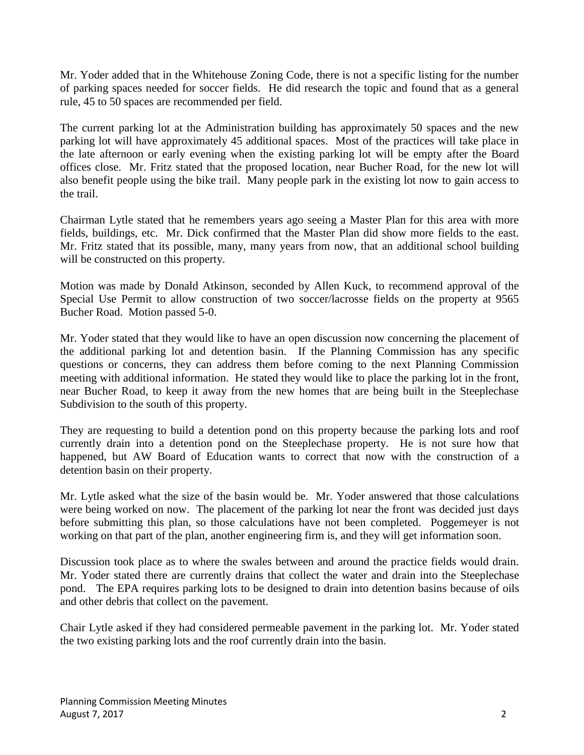Mr. Yoder added that in the Whitehouse Zoning Code, there is not a specific listing for the number of parking spaces needed for soccer fields. He did research the topic and found that as a general rule, 45 to 50 spaces are recommended per field.

The current parking lot at the Administration building has approximately 50 spaces and the new parking lot will have approximately 45 additional spaces. Most of the practices will take place in the late afternoon or early evening when the existing parking lot will be empty after the Board offices close. Mr. Fritz stated that the proposed location, near Bucher Road, for the new lot will also benefit people using the bike trail. Many people park in the existing lot now to gain access to the trail.

Chairman Lytle stated that he remembers years ago seeing a Master Plan for this area with more fields, buildings, etc. Mr. Dick confirmed that the Master Plan did show more fields to the east. Mr. Fritz stated that its possible, many, many years from now, that an additional school building will be constructed on this property.

Motion was made by Donald Atkinson, seconded by Allen Kuck, to recommend approval of the Special Use Permit to allow construction of two soccer/lacrosse fields on the property at 9565 Bucher Road. Motion passed 5-0.

Mr. Yoder stated that they would like to have an open discussion now concerning the placement of the additional parking lot and detention basin. If the Planning Commission has any specific questions or concerns, they can address them before coming to the next Planning Commission meeting with additional information. He stated they would like to place the parking lot in the front, near Bucher Road, to keep it away from the new homes that are being built in the Steeplechase Subdivision to the south of this property.

They are requesting to build a detention pond on this property because the parking lots and roof currently drain into a detention pond on the Steeplechase property. He is not sure how that happened, but AW Board of Education wants to correct that now with the construction of a detention basin on their property.

Mr. Lytle asked what the size of the basin would be. Mr. Yoder answered that those calculations were being worked on now. The placement of the parking lot near the front was decided just days before submitting this plan, so those calculations have not been completed. Poggemeyer is not working on that part of the plan, another engineering firm is, and they will get information soon.

Discussion took place as to where the swales between and around the practice fields would drain. Mr. Yoder stated there are currently drains that collect the water and drain into the Steeplechase pond. The EPA requires parking lots to be designed to drain into detention basins because of oils and other debris that collect on the pavement.

Chair Lytle asked if they had considered permeable pavement in the parking lot. Mr. Yoder stated the two existing parking lots and the roof currently drain into the basin.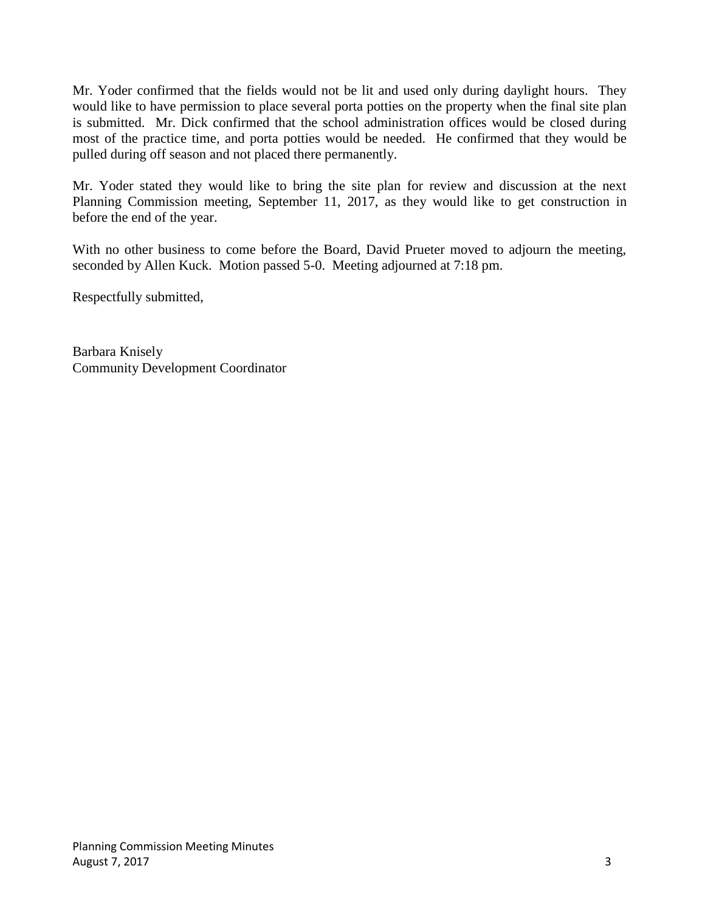Mr. Yoder confirmed that the fields would not be lit and used only during daylight hours. They would like to have permission to place several porta potties on the property when the final site plan is submitted. Mr. Dick confirmed that the school administration offices would be closed during most of the practice time, and porta potties would be needed. He confirmed that they would be pulled during off season and not placed there permanently.

Mr. Yoder stated they would like to bring the site plan for review and discussion at the next Planning Commission meeting, September 11, 2017, as they would like to get construction in before the end of the year.

With no other business to come before the Board, David Prueter moved to adjourn the meeting, seconded by Allen Kuck. Motion passed 5-0. Meeting adjourned at 7:18 pm.

Respectfully submitted,

Barbara Knisely
Community Development Coordinator